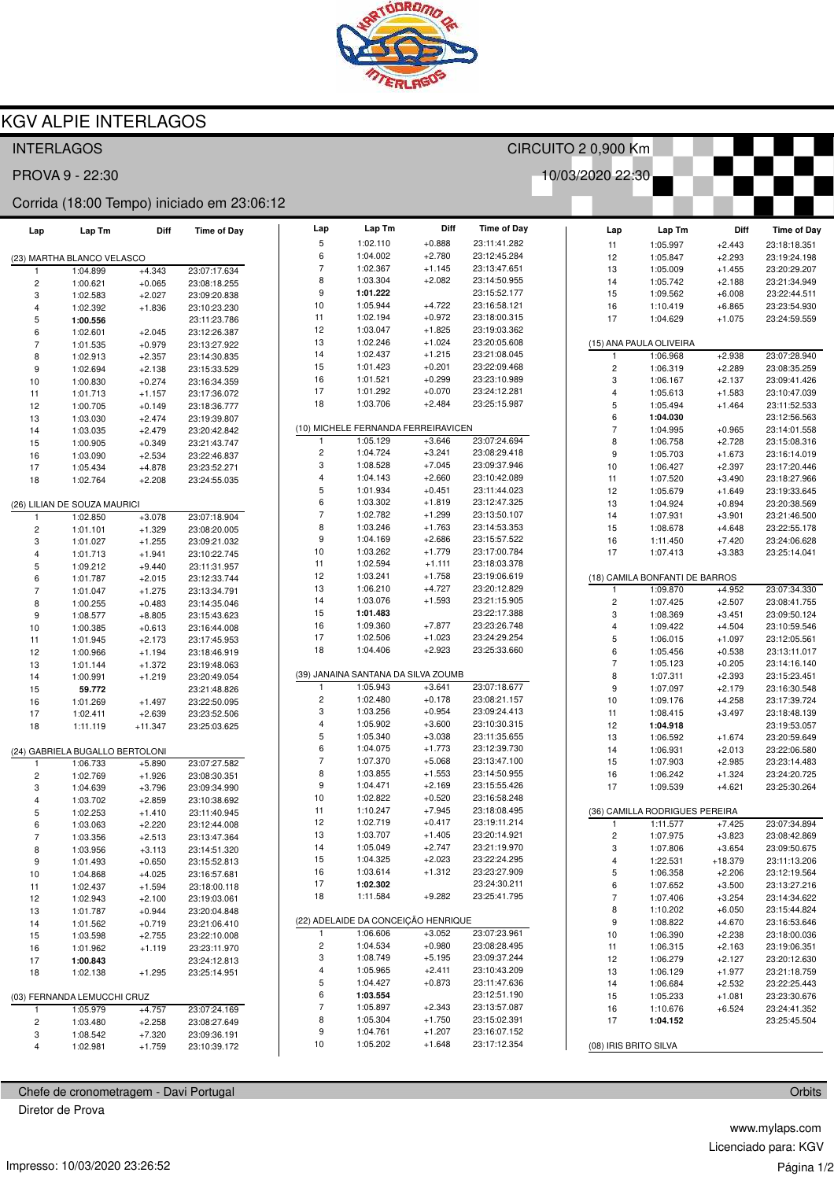# KGV ALPIE INTERLAGOS

INTERLAGOS — CIRCUITO 2 0,900 Km

PROVA 9 - 22:30 — 10/03/2020 22:30

Corrida (18:00 Tempo) iniciado em 23:06:12

### (23) MARTHA BLANCO VELASCO

| Lap | Lap Tm | Diff | Time of Day |
|---|---|---|---|
| 1 | 1:04.899 | +4.343 | 23:07:17.634 |
| 2 | 1:00.621 | +0.065 | 23:08:18.255 |
| 3 | 1:02.583 | +2.027 | 23:09:20.838 |
| 4 | 1:02.392 | +1.836 | 23:10:23.230 |
| 5 | **1:00.556** | | 23:11:23.786 |
| 6 | 1:02.601 | +2.045 | 23:12:26.387 |
| 7 | 1:01.535 | +0.979 | 23:13:27.922 |
| 8 | 1:02.913 | +2.357 | 23:14:30.835 |
| 9 | 1:02.694 | +2.138 | 23:15:33.529 |
| 10 | 1:00.830 | +0.274 | 23:16:34.359 |
| 11 | 1:01.713 | +1.157 | 23:17:36.072 |
| 12 | 1:00.705 | +0.149 | 23:18:36.777 |
| 13 | 1:03.030 | +2.474 | 23:19:39.807 |
| 14 | 1:03.035 | +2.479 | 23:20:42.842 |
| 15 | 1:00.905 | +0.349 | 23:21:43.747 |
| 16 | 1:03.090 | +2.534 | 23:22:46.837 |
| 17 | 1:05.434 | +4.878 | 23:23:52.271 |
| 18 | 1:02.764 | +2.208 | 23:24:55.035 |

### (26) LILIAN DE SOUZA MAURICI

| Lap | Lap Tm | Diff | Time of Day |
|---|---|---|---|
| 1 | 1:02.850 | +3.078 | 23:07:18.904 |
| 2 | 1:01.101 | +1.329 | 23:08:20.005 |
| 3 | 1:01.027 | +1.255 | 23:09:21.032 |
| 4 | 1:01.713 | +1.941 | 23:10:22.745 |
| 5 | 1:09.212 | +9.440 | 23:11:31.957 |
| 6 | 1:01.787 | +2.015 | 23:12:33.744 |
| 7 | 1:01.047 | +1.275 | 23:13:34.791 |
| 8 | 1:00.255 | +0.483 | 23:14:35.046 |
| 9 | 1:08.577 | +8.805 | 23:15:43.623 |
| 10 | 1:00.385 | +0.613 | 23:16:44.008 |
| 11 | 1:01.945 | +2.173 | 23:17:45.953 |
| 12 | 1:00.966 | +1.194 | 23:18:46.919 |
| 13 | 1:01.144 | +1.372 | 23:19:48.063 |
| 14 | 1:00.991 | +1.219 | 23:20:49.054 |
| 15 | **59.772** | | 23:21:48.826 |
| 16 | 1:01.269 | +1.497 | 23:22:50.095 |
| 17 | 1:02.411 | +2.639 | 23:23:52.506 |
| 18 | 1:11.119 | +11.347 | 23:25:03.625 |

### (24) GABRIELA BUGALLO BERTOLONI

| Lap | Lap Tm | Diff | Time of Day |
|---|---|---|---|
| 1 | 1:06.733 | +5.890 | 23:07:27.582 |
| 2 | 1:02.769 | +1.926 | 23:08:30.351 |
| 3 | 1:04.639 | +3.796 | 23:09:34.990 |
| 4 | 1:03.702 | +2.859 | 23:10:38.692 |
| 5 | 1:02.253 | +1.410 | 23:11:40.945 |
| 6 | 1:03.063 | +2.220 | 23:12:44.008 |
| 7 | 1:03.356 | +2.513 | 23:13:47.364 |
| 8 | 1:03.956 | +3.113 | 23:14:51.320 |
| 9 | 1:01.493 | +0.650 | 23:15:52.813 |
| 10 | 1:04.868 | +4.025 | 23:16:57.681 |
| 11 | 1:02.437 | +1.594 | 23:18:00.118 |
| 12 | 1:02.943 | +2.100 | 23:19:03.061 |
| 13 | 1:01.787 | +0.944 | 23:20:04.848 |
| 14 | 1:01.562 | +0.719 | 23:21:06.410 |
| 15 | 1:03.598 | +2.755 | 23:22:10.008 |
| 16 | 1:01.962 | +1.119 | 23:23:11.970 |
| 17 | **1:00.843** | | 23:24:12.813 |
| 18 | 1:02.138 | +1.295 | 23:25:14.951 |

### (03) FERNANDA LEMUCCHI CRUZ

| Lap | Lap Tm | Diff | Time of Day |
|---|---|---|---|
| 1 | 1:05.979 | +4.757 | 23:07:24.169 |
| 2 | 1:03.480 | +2.258 | 23:08:27.649 |
| 3 | 1:08.542 | +7.320 | 23:09:36.191 |
| 4 | 1:02.981 | +1.759 | 23:10:39.172 |
| 5 | 1:02.110 | +0.888 | 23:11:41.282 |
| 6 | 1:04.002 | +2.780 | 23:12:45.284 |
| 7 | 1:02.367 | +1.145 | 23:13:47.651 |
| 8 | 1:03.304 | +2.082 | 23:14:50.955 |
| 9 | **1:01.222** | | 23:15:52.177 |
| 10 | 1:05.944 | +4.722 | 23:16:58.121 |
| 11 | 1:02.194 | +0.972 | 23:18:00.315 |
| 12 | 1:03.047 | +1.825 | 23:19:03.362 |
| 13 | 1:02.246 | +1.024 | 23:20:05.608 |
| 14 | 1:02.437 | +1.215 | 23:21:08.045 |
| 15 | 1:01.423 | +0.201 | 23:22:09.468 |
| 16 | 1:01.521 | +0.299 | 23:23:10.989 |
| 17 | 1:01.292 | +0.070 | 23:24:12.281 |
| 18 | 1:03.706 | +2.484 | 23:25:15.987 |

### (10) MICHELE FERNANDA FERREIRAVICEN

| Lap | Lap Tm | Diff | Time of Day |
|---|---|---|---|
| 1 | 1:05.129 | +3.646 | 23:07:24.694 |
| 2 | 1:04.724 | +3.241 | 23:08:29.418 |
| 3 | 1:08.528 | +7.045 | 23:09:37.946 |
| 4 | 1:04.143 | +2.660 | 23:10:42.089 |
| 5 | 1:01.934 | +0.451 | 23:11:44.023 |
| 6 | 1:03.302 | +1.819 | 23:12:47.325 |
| 7 | 1:02.782 | +1.299 | 23:13:50.107 |
| 8 | 1:03.246 | +1.763 | 23:14:53.353 |
| 9 | 1:04.169 | +2.686 | 23:15:57.522 |
| 10 | 1:03.262 | +1.779 | 23:17:00.784 |
| 11 | 1:02.594 | +1.111 | 23:18:03.378 |
| 12 | 1:03.241 | +1.758 | 23:19:06.619 |
| 13 | 1:06.210 | +4.727 | 23:20:12.829 |
| 14 | 1:03.076 | +1.593 | 23:21:15.905 |
| 15 | **1:01.483** | | 23:22:17.388 |
| 16 | 1:09.360 | +7.877 | 23:23:26.748 |
| 17 | 1:02.506 | +1.023 | 23:24:29.254 |
| 18 | 1:04.406 | +2.923 | 23:25:33.660 |

### (39) JANAINA SANTANA DA SILVA ZOUMB

| Lap | Lap Tm | Diff | Time of Day |
|---|---|---|---|
| 1 | 1:05.943 | +3.641 | 23:07:18.677 |
| 2 | 1:02.480 | +0.178 | 23:08:21.157 |
| 3 | 1:03.256 | +0.954 | 23:09:24.413 |
| 4 | 1:05.902 | +3.600 | 23:10:30.315 |
| 5 | 1:05.340 | +3.038 | 23:11:35.655 |
| 6 | 1:04.075 | +1.773 | 23:12:39.730 |
| 7 | 1:07.370 | +5.068 | 23:13:47.100 |
| 8 | 1:03.855 | +1.553 | 23:14:50.955 |
| 9 | 1:04.471 | +2.169 | 23:15:55.426 |
| 10 | 1:02.822 | +0.520 | 23:16:58.248 |
| 11 | 1:10.247 | +7.945 | 23:18:08.495 |
| 12 | 1:02.719 | +0.417 | 23:19:11.214 |
| 13 | 1:03.707 | +1.405 | 23:20:14.921 |
| 14 | 1:05.049 | +2.747 | 23:21:19.970 |
| 15 | 1:04.325 | +2.023 | 23:22:24.295 |
| 16 | 1:03.614 | +1.312 | 23:23:27.909 |
| 17 | **1:02.302** | | 23:24:30.211 |
| 18 | 1:11.584 | +9.282 | 23:25:41.795 |

### (22) ADELAIDE DA CONCEIÇÃO HENRIQUE

| Lap | Lap Tm | Diff | Time of Day |
|---|---|---|---|
| 1 | 1:06.606 | +3.052 | 23:07:23.961 |
| 2 | 1:04.534 | +0.980 | 23:08:28.495 |
| 3 | 1:08.749 | +5.195 | 23:09:37.244 |
| 4 | 1:05.965 | +2.411 | 23:10:43.209 |
| 5 | 1:04.427 | +0.873 | 23:11:47.636 |
| 6 | **1:03.554** | | 23:12:51.190 |
| 7 | 1:05.897 | +2.343 | 23:13:57.087 |
| 8 | 1:05.304 | +1.750 | 23:15:02.391 |
| 9 | 1:04.761 | +1.207 | 23:16:07.152 |
| 10 | 1:05.202 | +1.648 | 23:17:12.354 |
| 11 | 1:05.997 | +2.443 | 23:18:18.351 |
| 12 | 1:05.847 | +2.293 | 23:19:24.198 |
| 13 | 1:05.009 | +1.455 | 23:20:29.207 |
| 14 | 1:05.742 | +2.188 | 23:21:34.949 |
| 15 | 1:09.562 | +6.008 | 23:22:44.511 |
| 16 | 1:10.419 | +6.865 | 23:23:54.930 |
| 17 | 1:04.629 | +1.075 | 23:24:59.559 |

### (15) ANA PAULA OLIVEIRA

| Lap | Lap Tm | Diff | Time of Day |
|---|---|---|---|
| 1 | 1:06.968 | +2.938 | 23:07:28.940 |
| 2 | 1:06.319 | +2.289 | 23:08:35.259 |
| 3 | 1:06.167 | +2.137 | 23:09:41.426 |
| 4 | 1:05.613 | +1.583 | 23:10:47.039 |
| 5 | 1:05.494 | +1.464 | 23:11:52.533 |
| 6 | **1:04.030** | | 23:12:56.563 |
| 7 | 1:04.995 | +0.965 | 23:14:01.558 |
| 8 | 1:06.758 | +2.728 | 23:15:08.316 |
| 9 | 1:05.703 | +1.673 | 23:16:14.019 |
| 10 | 1:06.427 | +2.397 | 23:17:20.446 |
| 11 | 1:07.520 | +3.490 | 23:18:27.966 |
| 12 | 1:05.679 | +1.649 | 23:19:33.645 |
| 13 | 1:04.924 | +0.894 | 23:20:38.569 |
| 14 | 1:07.931 | +3.901 | 23:21:46.500 |
| 15 | 1:08.678 | +4.648 | 23:22:55.178 |
| 16 | 1:11.450 | +7.420 | 23:24:06.628 |
| 17 | 1:07.413 | +3.383 | 23:25:14.041 |

### (18) CAMILA BONFANTI DE BARROS

| Lap | Lap Tm | Diff | Time of Day |
|---|---|---|---|
| 1 | 1:09.870 | +4.952 | 23:07:34.330 |
| 2 | 1:07.425 | +2.507 | 23:08:41.755 |
| 3 | 1:08.369 | +3.451 | 23:09:50.124 |
| 4 | 1:09.422 | +4.504 | 23:10:59.546 |
| 5 | 1:06.015 | +1.097 | 23:12:05.561 |
| 6 | 1:05.456 | +0.538 | 23:13:11.017 |
| 7 | 1:05.123 | +0.205 | 23:14:16.140 |
| 8 | 1:07.311 | +2.393 | 23:15:23.451 |
| 9 | 1:07.097 | +2.179 | 23:16:30.548 |
| 10 | 1:09.176 | +4.258 | 23:17:39.724 |
| 11 | 1:08.415 | +3.497 | 23:18:48.139 |
| 12 | **1:04.918** | | 23:19:53.057 |
| 13 | 1:06.592 | +1.674 | 23:20:59.649 |
| 14 | 1:06.931 | +2.013 | 23:22:06.580 |
| 15 | 1:07.903 | +2.985 | 23:23:14.483 |
| 16 | 1:06.242 | +1.324 | 23:24:20.725 |
| 17 | 1:09.539 | +4.621 | 23:25:30.264 |

### (36) CAMILLA RODRIGUES PEREIRA

| Lap | Lap Tm | Diff | Time of Day |
|---|---|---|---|
| 1 | 1:11.577 | +7.425 | 23:07:34.894 |
| 2 | 1:07.975 | +3.823 | 23:08:42.869 |
| 3 | 1:07.806 | +3.654 | 23:09:50.675 |
| 4 | 1:22.531 | +18.379 | 23:11:13.206 |
| 5 | 1:06.358 | +2.206 | 23:12:19.564 |
| 6 | 1:07.652 | +3.500 | 23:13:27.216 |
| 7 | 1:07.406 | +3.254 | 23:14:34.622 |
| 8 | 1:10.202 | +6.050 | 23:15:44.824 |
| 9 | 1:08.822 | +4.670 | 23:16:53.646 |
| 10 | 1:06.390 | +2.238 | 23:18:00.036 |
| 11 | 1:06.315 | +2.163 | 23:19:06.351 |
| 12 | 1:06.279 | +2.127 | 23:20:12.630 |
| 13 | 1:06.129 | +1.977 | 23:21:18.759 |
| 14 | 1:06.684 | +2.532 | 23:22:25.443 |
| 15 | 1:05.233 | +1.081 | 23:23:30.676 |
| 16 | 1:10.676 | +6.524 | 23:24:41.352 |
| 17 | **1:04.152** | | 23:25:45.504 |

### (08) IRIS BRITO SILVA

Chefe de cronometragem - Davi Portugal — Orbits

Diretor de Prova

www.mylaps.com

Licenciado para: KGV

Impresso: 10/03/2020 23:26:52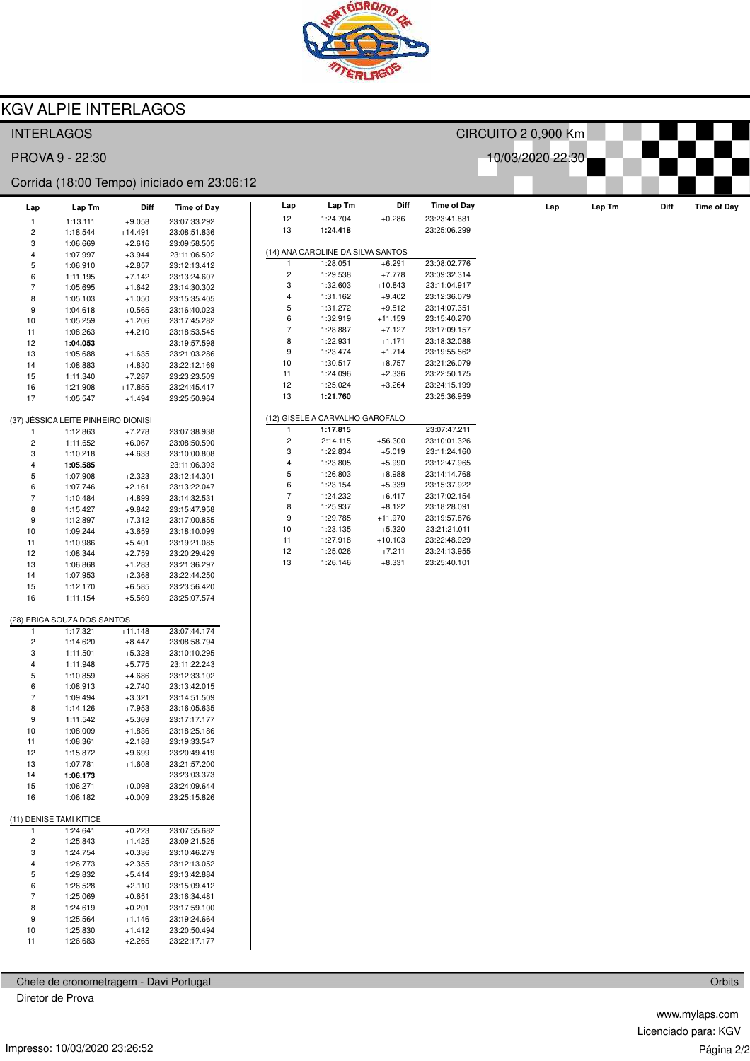# KGV ALPIE INTERLAGOS

INTERLAGOS — CIRCUITO 2 0,900 Km

PROVA 9 - 22:30 — 10/03/2020 22:30

Corrida (18:00 Tempo) iniciado em 23:06:12

| Lap | Lap Tm | Diff | Time of Day |
|---|---|---|---|
| 1 | 1:13.111 | +9.058 | 23:07:33.292 |
| 2 | 1:18.544 | +14.491 | 23:08:51.836 |
| 3 | 1:06.669 | +2.616 | 23:09:58.505 |
| 4 | 1:07.997 | +3.944 | 23:11:06.502 |
| 5 | 1:06.910 | +2.857 | 23:12:13.412 |
| 6 | 1:11.195 | +7.142 | 23:13:24.607 |
| 7 | 1:05.695 | +1.642 | 23:14:30.302 |
| 8 | 1:05.103 | +1.050 | 23:15:35.405 |
| 9 | 1:04.618 | +0.565 | 23:16:40.023 |
| 10 | 1:05.259 | +1.206 | 23:17:45.282 |
| 11 | 1:08.263 | +4.210 | 23:18:53.545 |
| 12 | **1:04.053** | | 23:19:57.598 |
| 13 | 1:05.688 | +1.635 | 23:21:03.286 |
| 14 | 1:08.883 | +4.830 | 23:22:12.169 |
| 15 | 1:11.340 | +7.287 | 23:23:23.509 |
| 16 | 1:21.908 | +17.855 | 23:24:45.417 |
| 17 | 1:05.547 | +1.494 | 23:25:50.964 |

(37) JÉSSICA LEITE PINHEIRO DIONISI

| Lap | Lap Tm | Diff | Time of Day |
|---|---|---|---|
| 1 | 1:12.863 | +7.278 | 23:07:38.938 |
| 2 | 1:11.652 | +6.067 | 23:08:50.590 |
| 3 | 1:10.218 | +4.633 | 23:10:00.808 |
| 4 | **1:05.585** | | 23:11:06.393 |
| 5 | 1:07.908 | +2.323 | 23:12:14.301 |
| 6 | 1:07.746 | +2.161 | 23:13:22.047 |
| 7 | 1:10.484 | +4.899 | 23:14:32.531 |
| 8 | 1:15.427 | +9.842 | 23:15:47.958 |
| 9 | 1:12.897 | +7.312 | 23:17:00.855 |
| 10 | 1:09.244 | +3.659 | 23:18:10.099 |
| 11 | 1:10.986 | +5.401 | 23:19:21.085 |
| 12 | 1:08.344 | +2.759 | 23:20:29.429 |
| 13 | 1:06.868 | +1.283 | 23:21:36.297 |
| 14 | 1:07.953 | +2.368 | 23:22:44.250 |
| 15 | 1:12.170 | +6.585 | 23:23:56.420 |
| 16 | 1:11.154 | +5.569 | 23:25:07.574 |

(28) ERICA SOUZA DOS SANTOS

| Lap | Lap Tm | Diff | Time of Day |
|---|---|---|---|
| 1 | 1:17.321 | +11.148 | 23:07:44.174 |
| 2 | 1:14.620 | +8.447 | 23:08:58.794 |
| 3 | 1:11.501 | +5.328 | 23:10:10.295 |
| 4 | 1:11.948 | +5.775 | 23:11:22.243 |
| 5 | 1:10.859 | +4.686 | 23:12:33.102 |
| 6 | 1:08.913 | +2.740 | 23:13:42.015 |
| 7 | 1:09.494 | +3.321 | 23:14:51.509 |
| 8 | 1:14.126 | +7.953 | 23:16:05.635 |
| 9 | 1:11.542 | +5.369 | 23:17:17.177 |
| 10 | 1:08.009 | +1.836 | 23:18:25.186 |
| 11 | 1:08.361 | +2.188 | 23:19:33.547 |
| 12 | 1:15.872 | +9.699 | 23:20:49.419 |
| 13 | 1:07.781 | +1.608 | 23:21:57.200 |
| 14 | **1:06.173** | | 23:23:03.373 |
| 15 | 1:06.271 | +0.098 | 23:24:09.644 |
| 16 | 1:06.182 | +0.009 | 23:25:15.826 |

(11) DENISE TAMI KITICE

| Lap | Lap Tm | Diff | Time of Day |
|---|---|---|---|
| 1 | 1:24.641 | +0.223 | 23:07:55.682 |
| 2 | 1:25.843 | +1.425 | 23:09:21.525 |
| 3 | 1:24.754 | +0.336 | 23:10:46.279 |
| 4 | 1:26.773 | +2.355 | 23:12:13.052 |
| 5 | 1:29.832 | +5.414 | 23:13:42.884 |
| 6 | 1:26.528 | +2.110 | 23:15:09.412 |
| 7 | 1:25.069 | +0.651 | 23:16:34.481 |
| 8 | 1:24.619 | +0.201 | 23:17:59.100 |
| 9 | 1:25.564 | +1.146 | 23:19:24.664 |
| 10 | 1:25.830 | +1.412 | 23:20:50.494 |
| 11 | 1:26.683 | +2.265 | 23:22:17.177 |
| 12 | 1:24.704 | +0.286 | 23:23:41.881 |
| 13 | **1:24.418** | | 23:25:06.299 |

(14) ANA CAROLINE DA SILVA SANTOS

| Lap | Lap Tm | Diff | Time of Day |
|---|---|---|---|
| 1 | 1:28.051 | +6.291 | 23:08:02.776 |
| 2 | 1:29.538 | +7.778 | 23:09:32.314 |
| 3 | 1:32.603 | +10.843 | 23:11:04.917 |
| 4 | 1:31.162 | +9.402 | 23:12:36.079 |
| 5 | 1:31.272 | +9.512 | 23:14:07.351 |
| 6 | 1:32.919 | +11.159 | 23:15:40.270 |
| 7 | 1:28.887 | +7.127 | 23:17:09.157 |
| 8 | 1:22.931 | +1.171 | 23:18:32.088 |
| 9 | 1:23.474 | +1.714 | 23:19:55.562 |
| 10 | 1:30.517 | +8.757 | 23:21:26.079 |
| 11 | 1:24.096 | +2.336 | 23:22:50.175 |
| 12 | 1:25.024 | +3.264 | 23:24:15.199 |
| 13 | **1:21.760** | | 23:25:36.959 |

(12) GISELE A CARVALHO GAROFALO

| Lap | Lap Tm | Diff | Time of Day |
|---|---|---|---|
| 1 | **1:17.815** | | 23:07:47.211 |
| 2 | 2:14.115 | +56.300 | 23:10:01.326 |
| 3 | 1:22.834 | +5.019 | 23:11:24.160 |
| 4 | 1:23.805 | +5.990 | 23:12:47.965 |
| 5 | 1:26.803 | +8.988 | 23:14:14.768 |
| 6 | 1:23.154 | +5.339 | 23:15:37.922 |
| 7 | 1:24.232 | +6.417 | 23:17:02.154 |
| 8 | 1:25.937 | +8.122 | 23:18:28.091 |
| 9 | 1:29.785 | +11.970 | 23:19:57.876 |
| 10 | 1:23.135 | +5.320 | 23:21:21.011 |
| 11 | 1:27.918 | +10.103 | 23:22:48.929 |
| 12 | 1:25.026 | +7.211 | 23:24:13.955 |
| 13 | 1:26.146 | +8.331 | 23:25:40.101 |

Chefe de cronometragem - Davi Portugal

Diretor de Prova

Orbits

www.mylaps.com

Licenciado para: KGV

Impresso: 10/03/2020 23:26:52